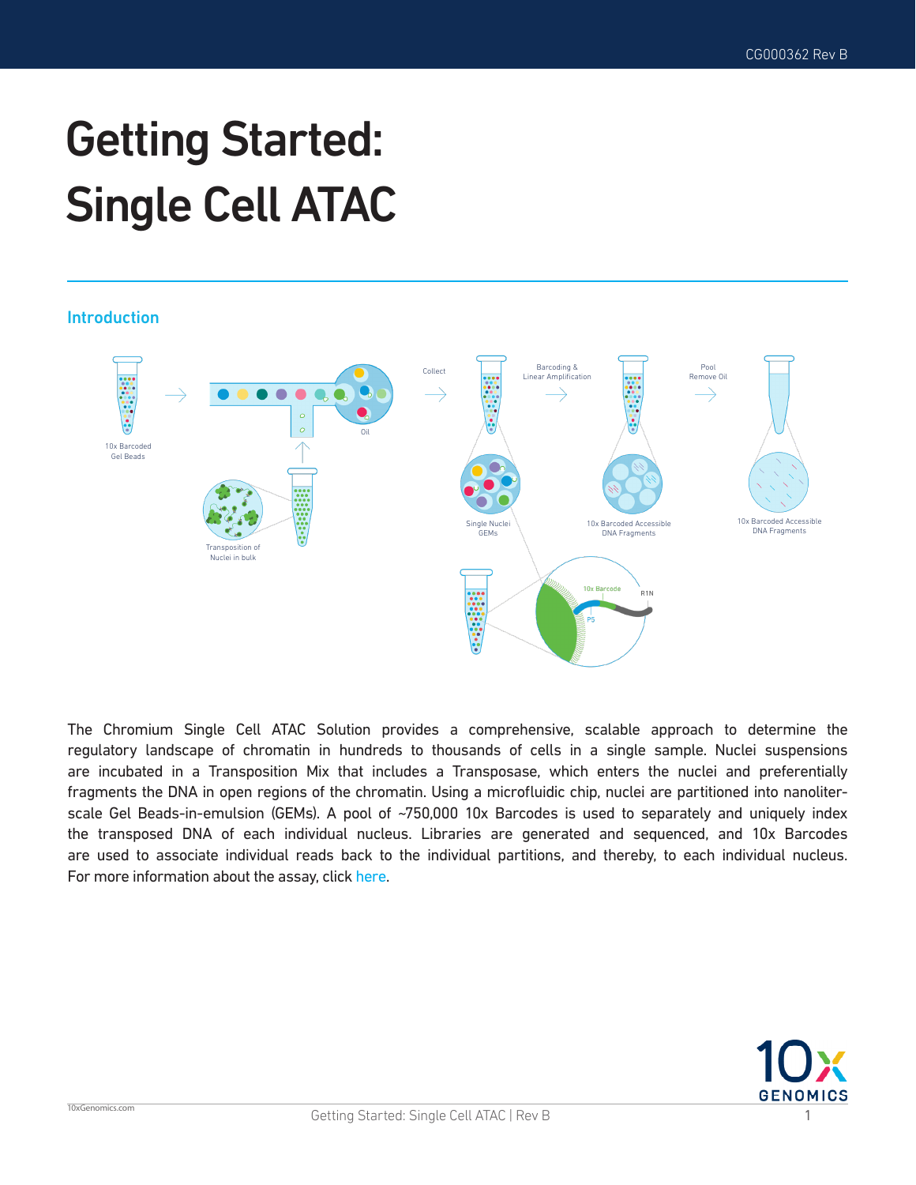# Getting Started: Single Cell ATAC

## Introduction

The Chromium Single Cell ATAC Solution provides a comprehensive, scalable approach to determine the regulatory landscape of chromatin in hundreds to thousands of cells in a single sample. Nuclei suspensions are incubated in a Transposition Mix that includes a Transposase, which enters the nuclei and preferentially fragments the DNA in open regions of the chromatin. Using a microfluidic chip, nuclei are partitioned into nanoliter-scale Gel Beads-in-emulsion (GEMs). A pool of ~750,000 10x Barcodes is used to separately and uniquely index the transposed DNA of each individual nucleus. Libraries are generated and sequenced, and 10x Barcodes are used to associate individual reads back to the individual partitions, and thereby, to each individual nucleus. For more information about the assay, click here.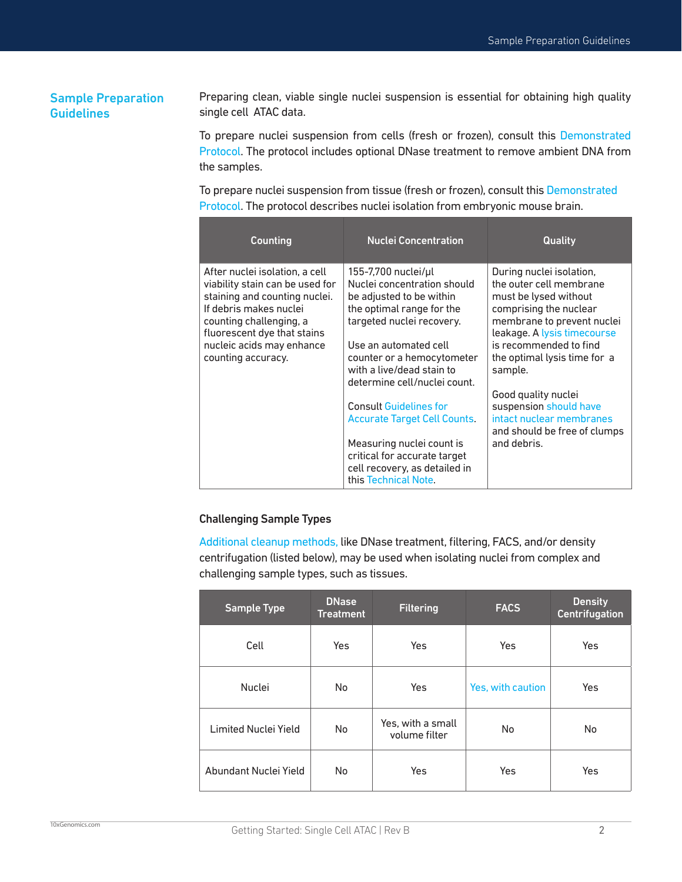## Sample Preparation Guidelines

Preparing clean, viable single nuclei suspension is essential for obtaining high quality single cell ATAC data.

To prepare nuclei suspension from cells (fresh or frozen), consult this Demonstrated Protocol. The protocol includes optional DNase treatment to remove ambient DNA from the samples.

To prepare nuclei suspension from tissue (fresh or frozen), consult this Demonstrated Protocol. The protocol describes nuclei isolation from embryonic mouse brain.

| Counting | Nuclei Concentration | Quality |
|---|---|---|
| After nuclei isolation, a cell viability stain can be used for staining and counting nuclei. If debris makes nuclei counting challenging, a fluorescent dye that stains nucleic acids may enhance counting accuracy. | 155-7,700 nuclei/µl<br>Nuclei concentration should be adjusted to be within the optimal range for the targeted nuclei recovery.<br><br>Use an automated cell counter or a hemocytometer with a live/dead stain to determine cell/nuclei count.<br><br>Consult Guidelines for Accurate Target Cell Counts.<br><br>Measuring nuclei count is critical for accurate target cell recovery, as detailed in this Technical Note. | During nuclei isolation, the outer cell membrane must be lysed without comprising the nuclear membrane to prevent nuclei leakage. A lysis timecourse is recommended to find the optimal lysis time for a sample.<br><br>Good quality nuclei suspension should have intact nuclear membranes and should be free of clumps and debris. |

### Challenging Sample Types

Additional cleanup methods, like DNase treatment, filtering, FACS, and/or density centrifugation (listed below), may be used when isolating nuclei from complex and challenging sample types, such as tissues.

| Sample Type | DNase Treatment | Filtering | FACS | Density Centrifugation |
|---|---|---|---|---|
| Cell | Yes | Yes | Yes | Yes |
| Nuclei | No | Yes | Yes, with caution | Yes |
| Limited Nuclei Yield | No | Yes, with a small volume filter | No | No |
| Abundant Nuclei Yield | No | Yes | Yes | Yes |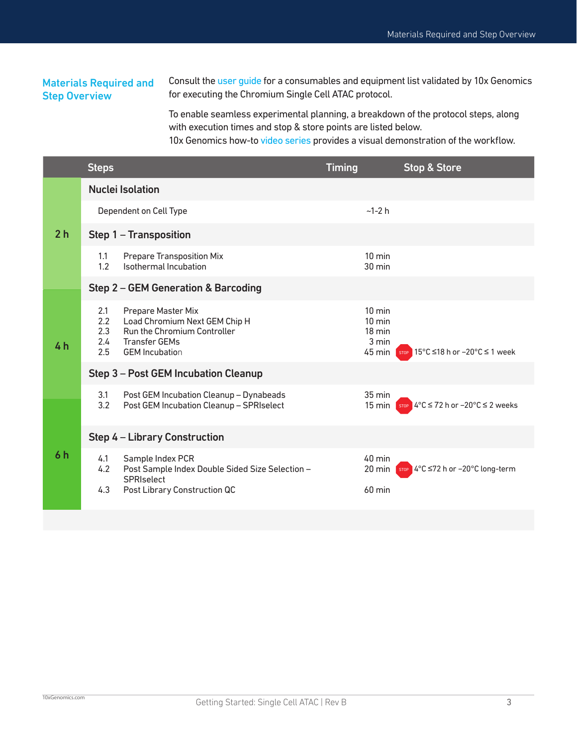## Materials Required and Step Overview

Consult the user guide for a consumables and equipment list validated by 10x Genomics for executing the Chromium Single Cell ATAC protocol.

To enable seamless experimental planning, a breakdown of the protocol steps, along with execution times and stop & store points are listed below.
10x Genomics how-to video series provides a visual demonstration of the workflow.

| | Steps | Timing | Stop & Store |
|---|---|---|---|
| 2 h | **Nuclei Isolation** | | |
| | Dependent on Cell Type | ~1-2 h | |
| | **Step 1 – Transposition** | | |
| | 1.1 Prepare Transposition Mix | 10 min | |
| | 1.2 Isothermal Incubation | 30 min | |
| 4 h | **Step 2 – GEM Generation & Barcoding** | | |
| | 2.1 Prepare Master Mix | 10 min | |
| | 2.2 Load Chromium Next GEM Chip H | 10 min | |
| | 2.3 Run the Chromium Controller | 18 min | |
| | 2.4 Transfer GEMs | 3 min | |
| | 2.5 GEM Incubation | 45 min | STOP 15°C ≤18 h or –20°C ≤ 1 week |
| | **Step 3 – Post GEM Incubation Cleanup** | | |
| | 3.1 Post GEM Incubation Cleanup – Dynabeads | 35 min | |
| | 3.2 Post GEM Incubation Cleanup – SPRIselect | 15 min | STOP 4°C ≤ 72 h or –20°C ≤ 2 weeks |
| 6 h | **Step 4 – Library Construction** | | |
| | 4.1 Sample Index PCR | 40 min | |
| | 4.2 Post Sample Index Double Sided Size Selection – SPRIselect | 20 min | STOP 4°C ≤72 h or –20°C long-term |
| | 4.3 Post Library Construction QC | 60 min | |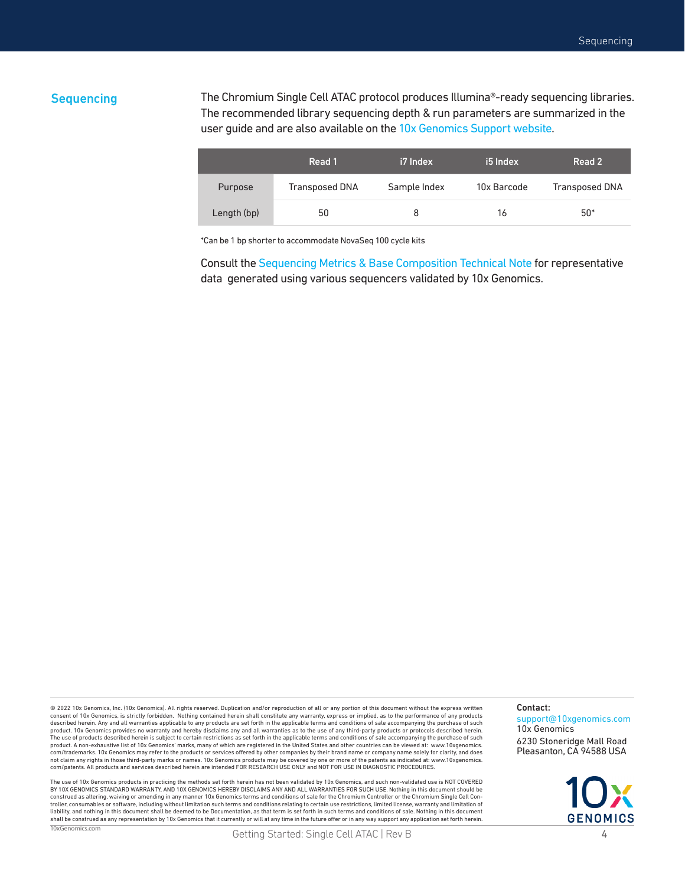## Sequencing

The Chromium Single Cell ATAC protocol produces Illumina®-ready sequencing libraries. The recommended library sequencing depth & run parameters are summarized in the user guide and are also available on the 10x Genomics Support website.

| | Read 1 | i7 Index | i5 Index | Read 2 |
|---|---|---|---|---|
| Purpose | Transposed DNA | Sample Index | 10x Barcode | Transposed DNA |
| Length (bp) | 50 | 8 | 16 | 50* |

*Can be 1 bp shorter to accommodate NovaSeq 100 cycle kits

Consult the Sequencing Metrics & Base Composition Technical Note for representative data generated using various sequencers validated by 10x Genomics.

© 2022 10x Genomics, Inc. (10x Genomics). All rights reserved. Duplication and/or reproduction of all or any portion of this document without the express written consent of 10x Genomics, is strictly forbidden. Nothing contained herein shall constitute any warranty, express or implied, as to the performance of any products described herein. Any and all warranties applicable to any products are set forth in the applicable terms and conditions of sale accompanying the purchase of such product. 10x Genomics provides no warranty and hereby disclaims any and all warranties as to the use of any third-party products or protocols described herein. The use of products described herein is subject to certain restrictions as set forth in the applicable terms and conditions of sale accompanying the purchase of such product. A non-exhaustive list of 10x Genomics' marks, many of which are registered in the United States and other countries can be viewed at: www.10xgenomics.com/trademarks. 10x Genomics may refer to the products or services offered by other companies by their brand name or company name solely for clarity, and does not claim any rights in those third-party marks or names. 10x Genomics products may be covered by one or more of the patents as indicated at: www.10xgenomics.com/patents. All products and services described herein are intended FOR RESEARCH USE ONLY and NOT FOR USE IN DIAGNOSTIC PROCEDURES.

The use of 10x Genomics products in practicing the methods set forth herein has not been validated by 10x Genomics, and such non-validated use is NOT COVERED BY 10X GENOMICS STANDARD WARRANTY, AND 10X GENOMICS HEREBY DISCLAIMS ANY AND ALL WARRANTIES FOR SUCH USE. Nothing in this document should be construed as altering, waiving or amending in any manner 10x Genomics terms and conditions of sale for the Chromium Controller or the Chromium Single Cell Controller, consumables or software, including without limitation such terms and conditions relating to certain use restrictions, limited license, warranty and limitation of liability, and nothing in this document shall be deemed to be Documentation, as that term is set forth in such terms and conditions of sale. Nothing in this document shall be construed as any representation by 10x Genomics that it currently or will at any time in the future offer or in any way support any application set forth herein.

**Contact:**
support@10xgenomics.com
10x Genomics
6230 Stoneridge Mall Road
Pleasanton, CA 94588 USA